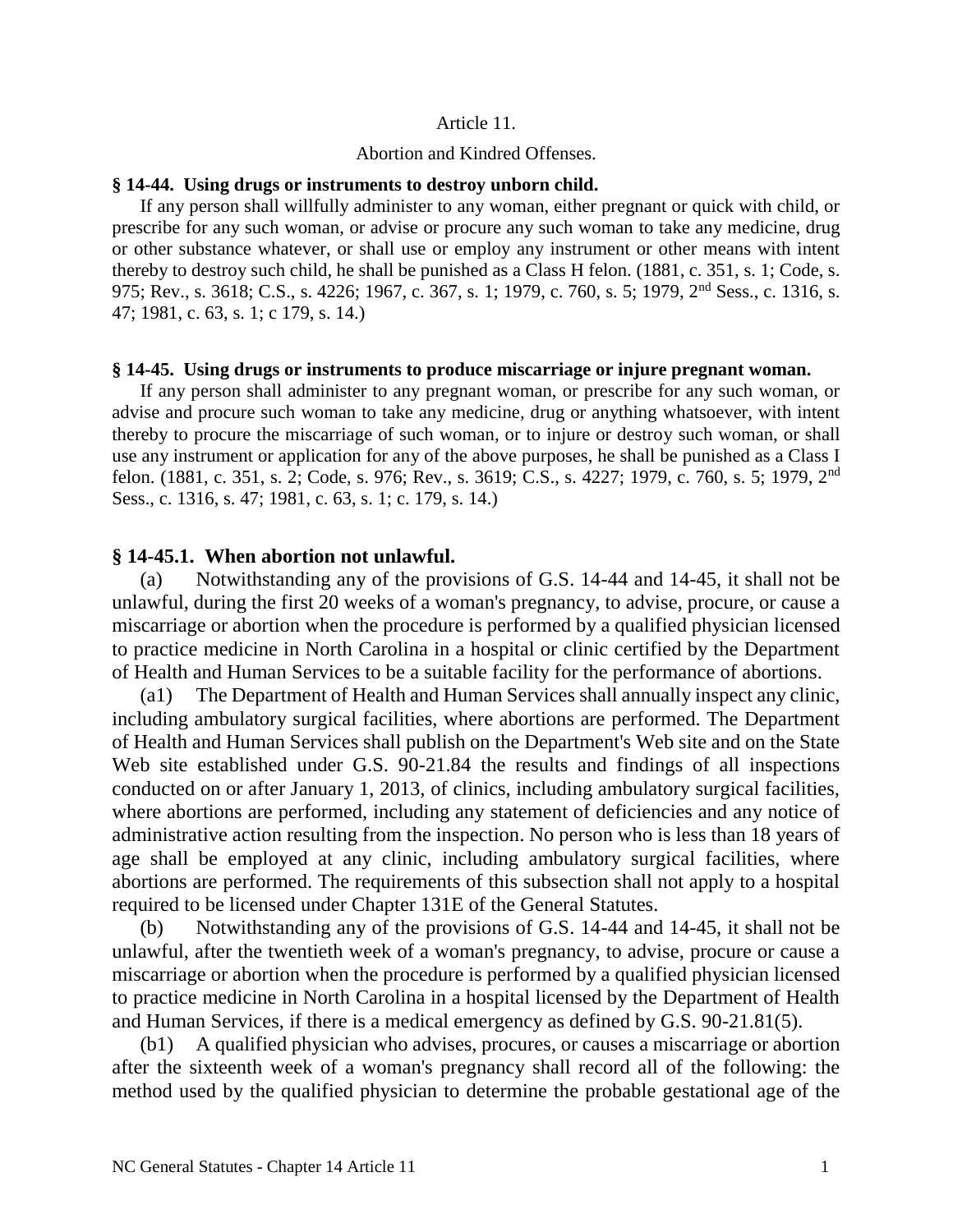Article 11.

Abortion and Kindred Offenses.

**§ 14-44. Using drugs or instruments to destroy unborn child.**

If any person shall willfully administer to any woman, either pregnant or quick with child, or prescribe for any such woman, or advise or procure any such woman to take any medicine, drug or other substance whatever, or shall use or employ any instrument or other means with intent thereby to destroy such child, he shall be punished as a Class H felon. (1881, c. 351, s. 1; Code, s. 975; Rev., s. 3618; C.S., s. 4226; 1967, c. 367, s. 1; 1979, c. 760, s. 5; 1979, 2nd Sess., c. 1316, s. 47; 1981, c. 63, s. 1; c 179, s. 14.)

**§ 14-45. Using drugs or instruments to produce miscarriage or injure pregnant woman.**

If any person shall administer to any pregnant woman, or prescribe for any such woman, or advise and procure such woman to take any medicine, drug or anything whatsoever, with intent thereby to procure the miscarriage of such woman, or to injure or destroy such woman, or shall use any instrument or application for any of the above purposes, he shall be punished as a Class I felon. (1881, c. 351, s. 2; Code, s. 976; Rev., s. 3619; C.S., s. 4227; 1979, c. 760, s. 5; 1979, 2nd Sess., c. 1316, s. 47; 1981, c. 63, s. 1; c. 179, s. 14.)

**§ 14-45.1. When abortion not unlawful.**

(a) Notwithstanding any of the provisions of G.S. 14-44 and 14-45, it shall not be unlawful, during the first 20 weeks of a woman's pregnancy, to advise, procure, or cause a miscarriage or abortion when the procedure is performed by a qualified physician licensed to practice medicine in North Carolina in a hospital or clinic certified by the Department of Health and Human Services to be a suitable facility for the performance of abortions.

(a1) The Department of Health and Human Services shall annually inspect any clinic, including ambulatory surgical facilities, where abortions are performed. The Department of Health and Human Services shall publish on the Department's Web site and on the State Web site established under G.S. 90-21.84 the results and findings of all inspections conducted on or after January 1, 2013, of clinics, including ambulatory surgical facilities, where abortions are performed, including any statement of deficiencies and any notice of administrative action resulting from the inspection. No person who is less than 18 years of age shall be employed at any clinic, including ambulatory surgical facilities, where abortions are performed. The requirements of this subsection shall not apply to a hospital required to be licensed under Chapter 131E of the General Statutes.

(b) Notwithstanding any of the provisions of G.S. 14-44 and 14-45, it shall not be unlawful, after the twentieth week of a woman's pregnancy, to advise, procure or cause a miscarriage or abortion when the procedure is performed by a qualified physician licensed to practice medicine in North Carolina in a hospital licensed by the Department of Health and Human Services, if there is a medical emergency as defined by G.S. 90-21.81(5).

(b1) A qualified physician who advises, procures, or causes a miscarriage or abortion after the sixteenth week of a woman's pregnancy shall record all of the following: the method used by the qualified physician to determine the probable gestational age of the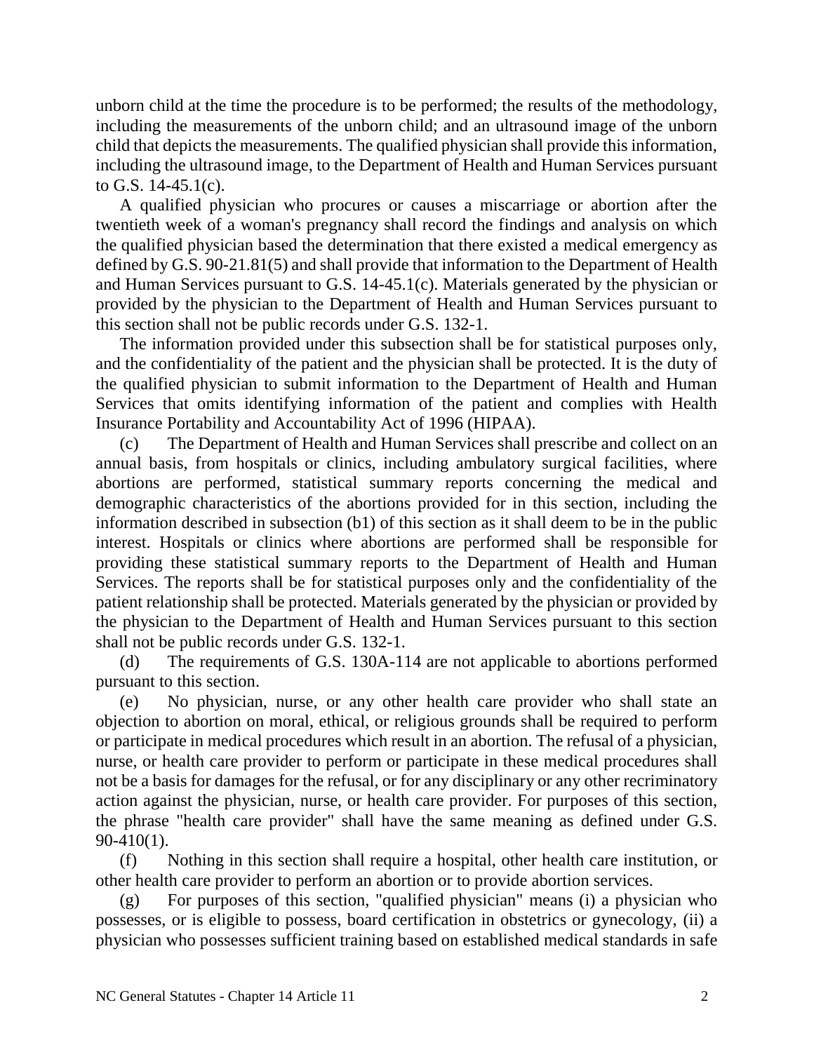unborn child at the time the procedure is to be performed; the results of the methodology, including the measurements of the unborn child; and an ultrasound image of the unborn child that depicts the measurements. The qualified physician shall provide this information, including the ultrasound image, to the Department of Health and Human Services pursuant to G.S. 14-45.1(c).

A qualified physician who procures or causes a miscarriage or abortion after the twentieth week of a woman's pregnancy shall record the findings and analysis on which the qualified physician based the determination that there existed a medical emergency as defined by G.S. 90-21.81(5) and shall provide that information to the Department of Health and Human Services pursuant to G.S. 14-45.1(c). Materials generated by the physician or provided by the physician to the Department of Health and Human Services pursuant to this section shall not be public records under G.S. 132-1.

The information provided under this subsection shall be for statistical purposes only, and the confidentiality of the patient and the physician shall be protected. It is the duty of the qualified physician to submit information to the Department of Health and Human Services that omits identifying information of the patient and complies with Health Insurance Portability and Accountability Act of 1996 (HIPAA).

(c) The Department of Health and Human Services shall prescribe and collect on an annual basis, from hospitals or clinics, including ambulatory surgical facilities, where abortions are performed, statistical summary reports concerning the medical and demographic characteristics of the abortions provided for in this section, including the information described in subsection (b1) of this section as it shall deem to be in the public interest. Hospitals or clinics where abortions are performed shall be responsible for providing these statistical summary reports to the Department of Health and Human Services. The reports shall be for statistical purposes only and the confidentiality of the patient relationship shall be protected. Materials generated by the physician or provided by the physician to the Department of Health and Human Services pursuant to this section shall not be public records under G.S. 132-1.

(d) The requirements of G.S. 130A-114 are not applicable to abortions performed pursuant to this section.

(e) No physician, nurse, or any other health care provider who shall state an objection to abortion on moral, ethical, or religious grounds shall be required to perform or participate in medical procedures which result in an abortion. The refusal of a physician, nurse, or health care provider to perform or participate in these medical procedures shall not be a basis for damages for the refusal, or for any disciplinary or any other recriminatory action against the physician, nurse, or health care provider. For purposes of this section, the phrase "health care provider" shall have the same meaning as defined under G.S. 90-410(1).

(f) Nothing in this section shall require a hospital, other health care institution, or other health care provider to perform an abortion or to provide abortion services.

(g) For purposes of this section, "qualified physician" means (i) a physician who possesses, or is eligible to possess, board certification in obstetrics or gynecology, (ii) a physician who possesses sufficient training based on established medical standards in safe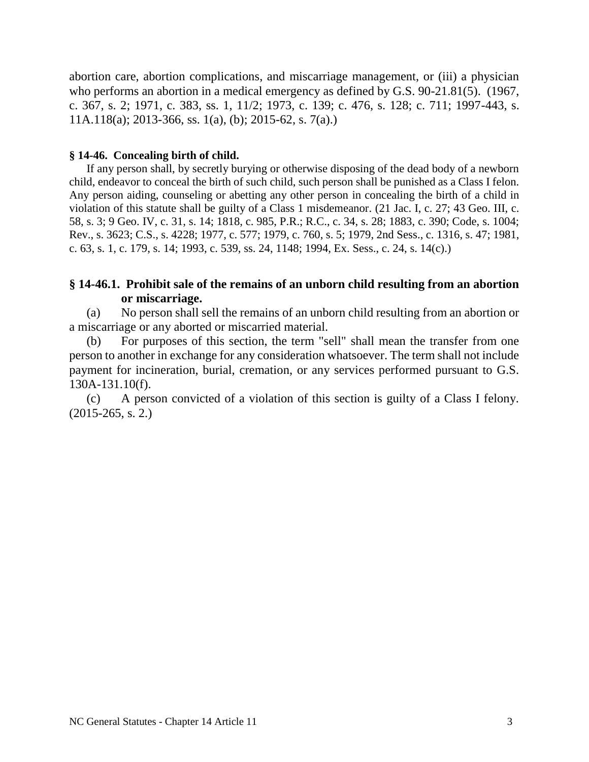abortion care, abortion complications, and miscarriage management, or (iii) a physician who performs an abortion in a medical emergency as defined by G.S. 90-21.81(5). (1967, c. 367, s. 2; 1971, c. 383, ss. 1, 11/2; 1973, c. 139; c. 476, s. 128; c. 711; 1997-443, s. 11A.118(a); 2013-366, ss. 1(a), (b); 2015-62, s. 7(a).)

**§ 14-46. Concealing birth of child.**

If any person shall, by secretly burying or otherwise disposing of the dead body of a newborn child, endeavor to conceal the birth of such child, such person shall be punished as a Class I felon. Any person aiding, counseling or abetting any other person in concealing the birth of a child in violation of this statute shall be guilty of a Class 1 misdemeanor. (21 Jac. I, c. 27; 43 Geo. III, c. 58, s. 3; 9 Geo. IV, c. 31, s. 14; 1818, c. 985, P.R.; R.C., c. 34, s. 28; 1883, c. 390; Code, s. 1004; Rev., s. 3623; C.S., s. 4228; 1977, c. 577; 1979, c. 760, s. 5; 1979, 2nd Sess., c. 1316, s. 47; 1981, c. 63, s. 1, c. 179, s. 14; 1993, c. 539, ss. 24, 1148; 1994, Ex. Sess., c. 24, s. 14(c).)

### § 14-46.1. Prohibit sale of the remains of an unborn child resulting from an abortion or miscarriage.

(a) No person shall sell the remains of an unborn child resulting from an abortion or a miscarriage or any aborted or miscarried material.

(b) For purposes of this section, the term "sell" shall mean the transfer from one person to another in exchange for any consideration whatsoever. The term shall not include payment for incineration, burial, cremation, or any services performed pursuant to G.S. 130A-131.10(f).

(c) A person convicted of a violation of this section is guilty of a Class I felony. (2015-265, s. 2.)